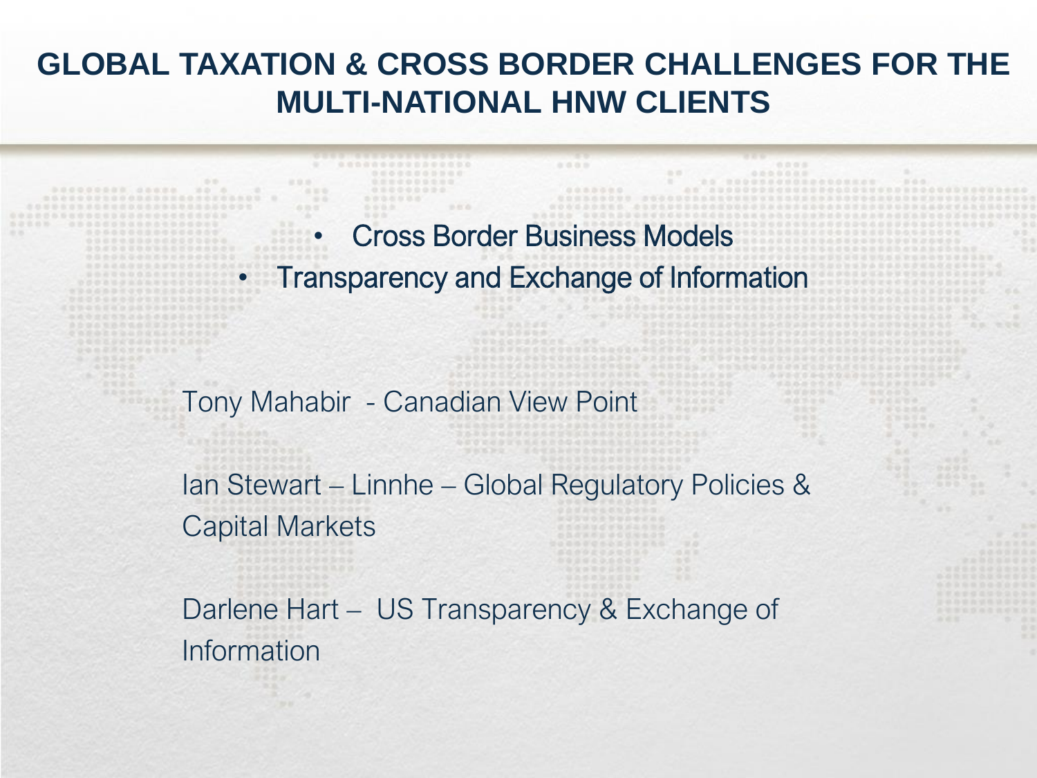# GLOBAL TAXATION & CROSS BORDER CHALLENGES FOR THE MULTI-NATIONAL HNW CLIENTS

- Cross Border Business Models
- Transparency and Exchange of Information

Tony Mahabir - Canadian View Point

Ian Stewart – Linnhe – Global Regulatory Policies & Capital Markets

Darlene Hart – US Transparency & Exchange of Information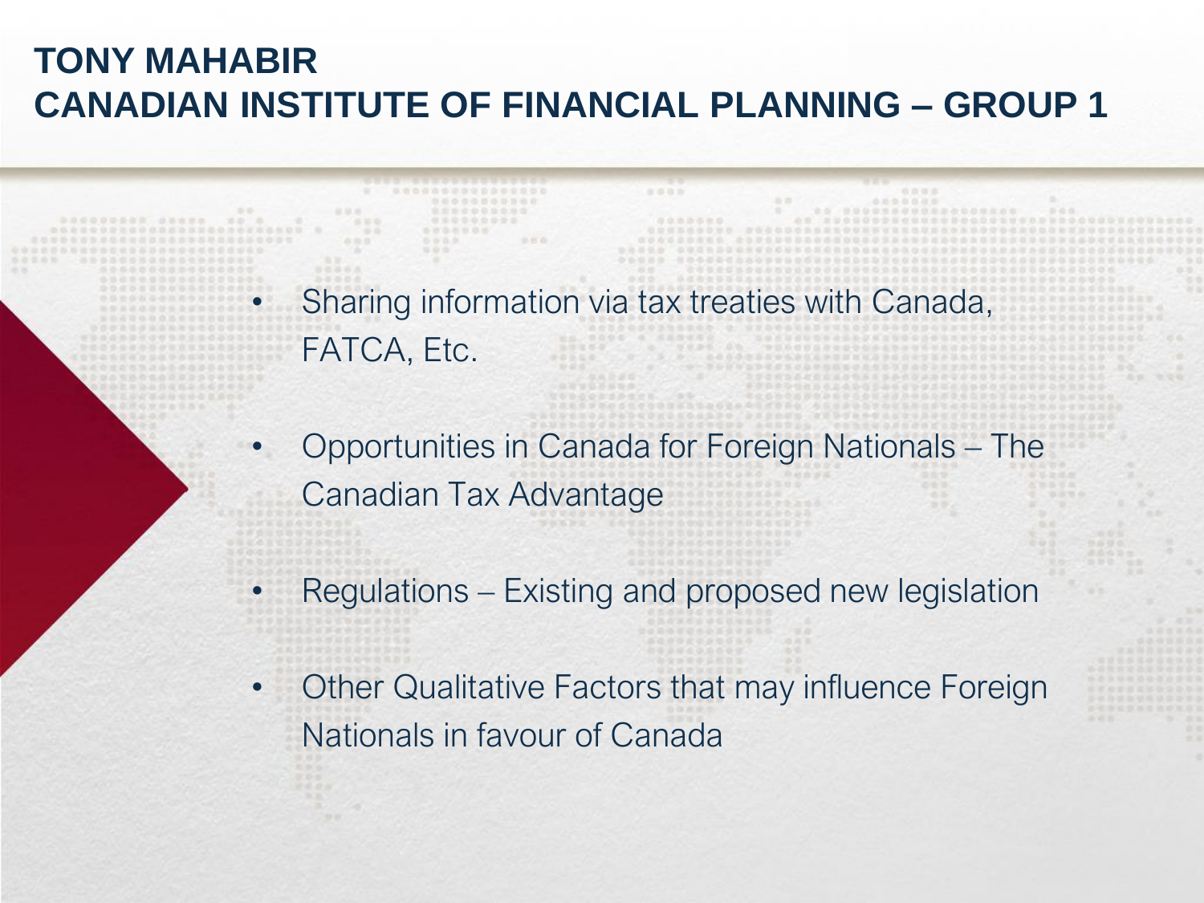# TONY MAHABIR
# CANADIAN INSTITUTE OF FINANCIAL PLANNING – GROUP 1

- Sharing information via tax treaties with Canada, FATCA, Etc.
- Opportunities in Canada for Foreign Nationals – The Canadian Tax Advantage
- Regulations – Existing and proposed new legislation
- Other Qualitative Factors that may influence Foreign Nationals in favour of Canada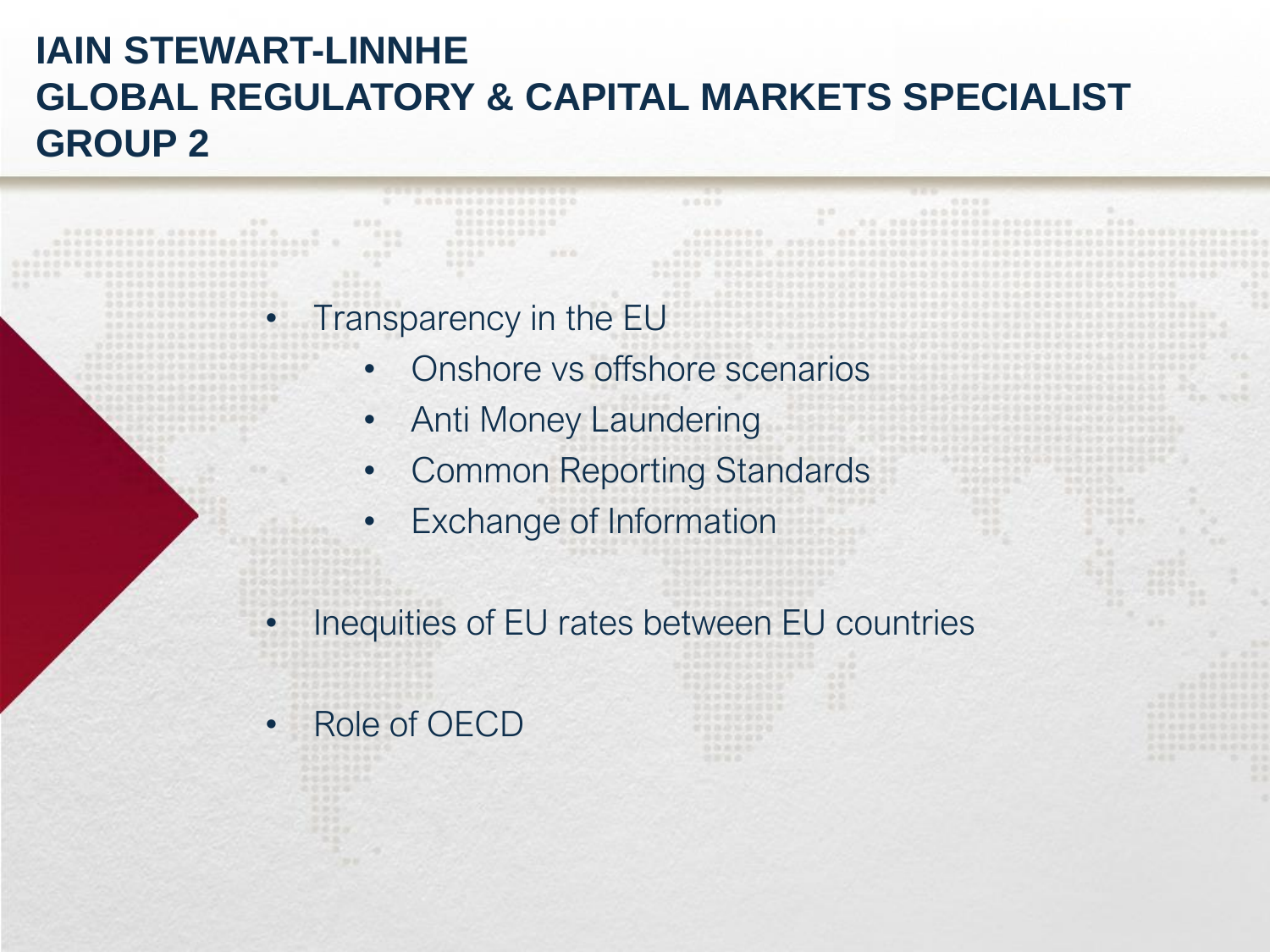# IAIN STEWART-LINNHE
# GLOBAL REGULATORY & CAPITAL MARKETS SPECIALIST
# GROUP 2

- Transparency in the EU
  - Onshore vs offshore scenarios
  - Anti Money Laundering
  - Common Reporting Standards
  - Exchange of Information
- Inequities of EU rates between EU countries
- Role of OECD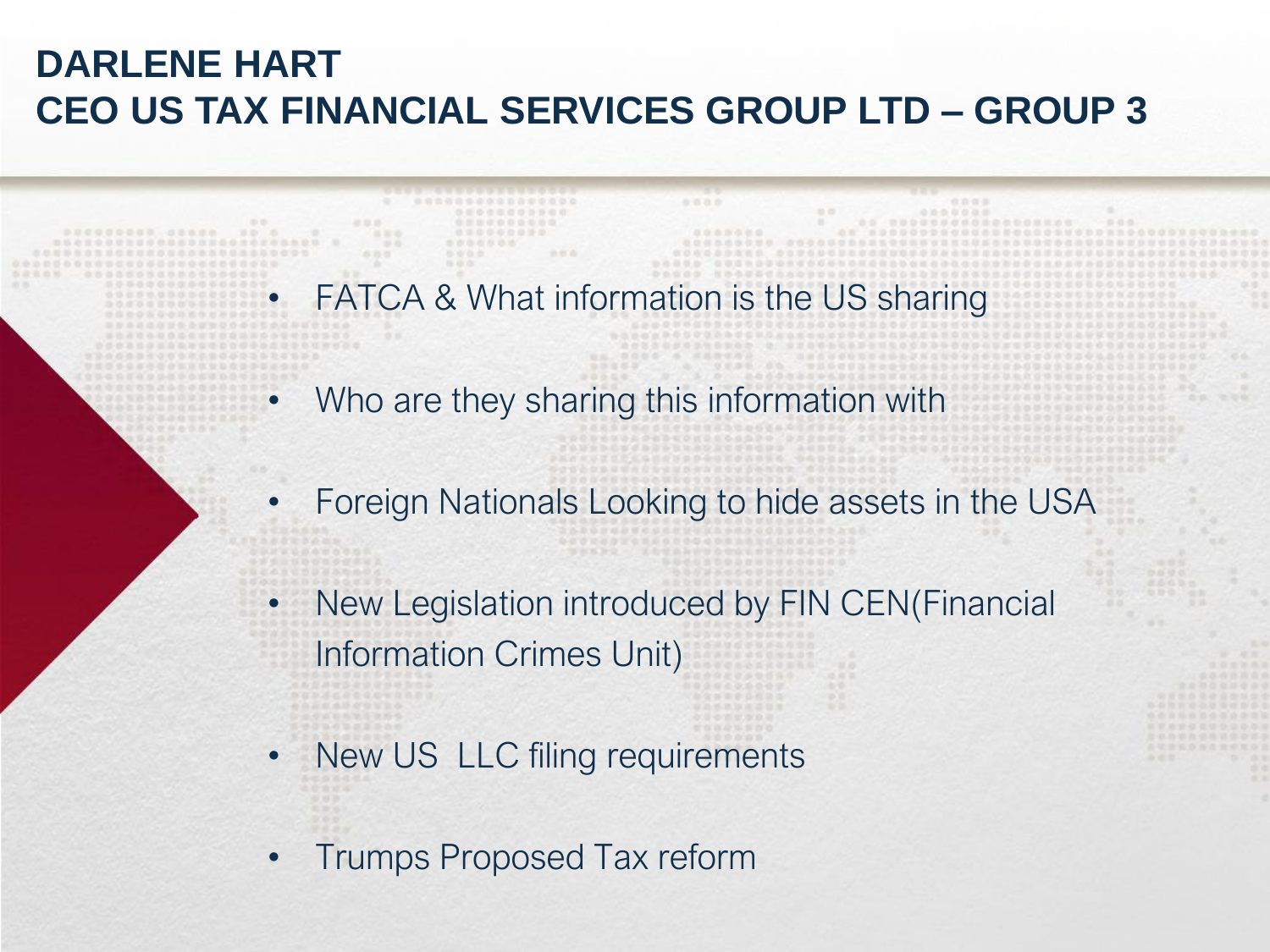# DARLENE HART
# CEO US TAX FINANCIAL SERVICES GROUP LTD – GROUP 3

- FATCA & What information is the US sharing
- Who are they sharing this information with
- Foreign Nationals Looking to hide assets in the USA
- New Legislation introduced by FIN CEN(Financial Information Crimes Unit)
- New US  LLC filing requirements
- Trumps Proposed Tax reform